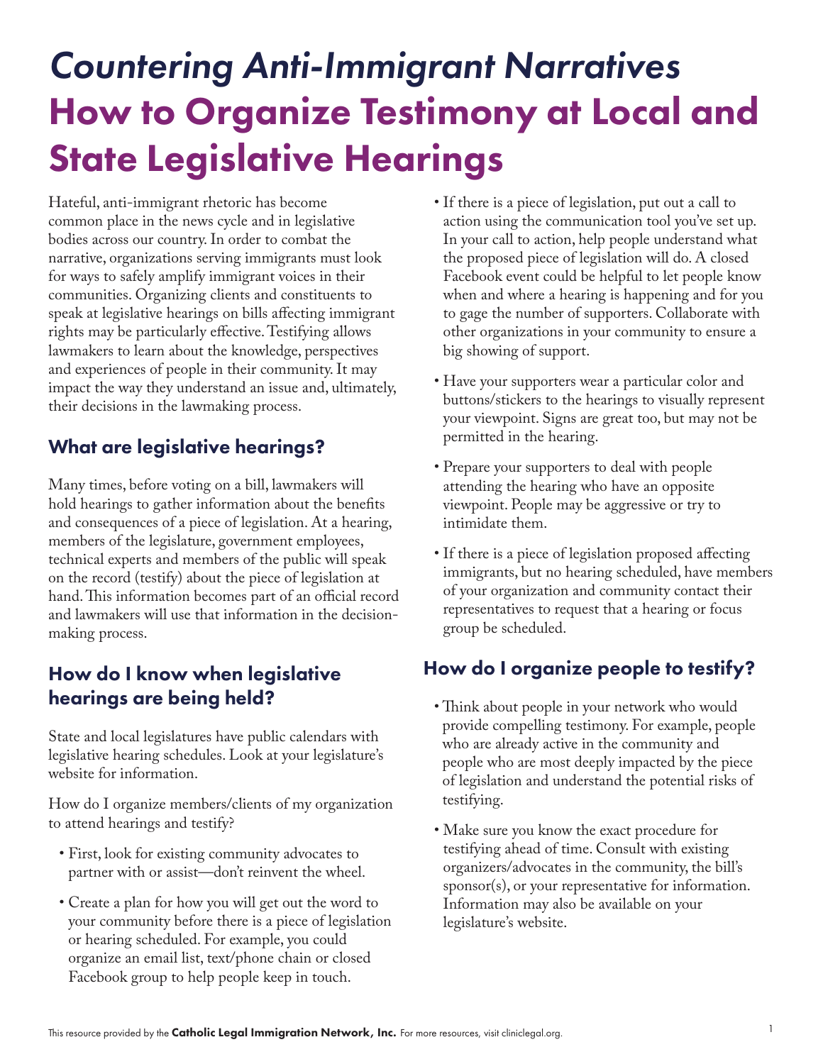# *Countering Anti-Immigrant Narratives*

# How to Organize Testimony at Local and State Legislative Hearings

Hateful, anti-immigrant rhetoric has become common place in the news cycle and in legislative bodies across our country. In order to combat the narrative, organizations serving immigrants must look for ways to safely amplify immigrant voices in their communities. Organizing clients and constituents to speak at legislative hearings on bills affecting immigrant rights may be particularly effective. Testifying allows lawmakers to learn about the knowledge, perspectives and experiences of people in their community. It may impact the way they understand an issue and, ultimately, their decisions in the lawmaking process.

## What are legislative hearings?

Many times, before voting on a bill, lawmakers will hold hearings to gather information about the benefits and consequences of a piece of legislation. At a hearing, members of the legislature, government employees, technical experts and members of the public will speak on the record (testify) about the piece of legislation at hand. This information becomes part of an official record and lawmakers will use that information in the decision-making process.

## How do I know when legislative hearings are being held?

State and local legislatures have public calendars with legislative hearing schedules. Look at your legislature's website for information.

How do I organize members/clients of my organization to attend hearings and testify?

- First, look for existing community advocates to partner with or assist—don't reinvent the wheel.
- Create a plan for how you will get out the word to your community before there is a piece of legislation or hearing scheduled. For example, you could organize an email list, text/phone chain or closed Facebook group to help people keep in touch.
- If there is a piece of legislation, put out a call to action using the communication tool you've set up. In your call to action, help people understand what the proposed piece of legislation will do. A closed Facebook event could be helpful to let people know when and where a hearing is happening and for you to gage the number of supporters. Collaborate with other organizations in your community to ensure a big showing of support.
- Have your supporters wear a particular color and buttons/stickers to the hearings to visually represent your viewpoint. Signs are great too, but may not be permitted in the hearing.
- Prepare your supporters to deal with people attending the hearing who have an opposite viewpoint. People may be aggressive or try to intimidate them.
- If there is a piece of legislation proposed affecting immigrants, but no hearing scheduled, have members of your organization and community contact their representatives to request that a hearing or focus group be scheduled.

## How do I organize people to testify?

- Think about people in your network who would provide compelling testimony. For example, people who are already active in the community and people who are most deeply impacted by the piece of legislation and understand the potential risks of testifying.
- Make sure you know the exact procedure for testifying ahead of time. Consult with existing organizers/advocates in the community, the bill's sponsor(s), or your representative for information. Information may also be available on your legislature's website.

This resource provided by the **Catholic Legal Immigration Network, Inc.** For more resources, visit cliniclegal.org.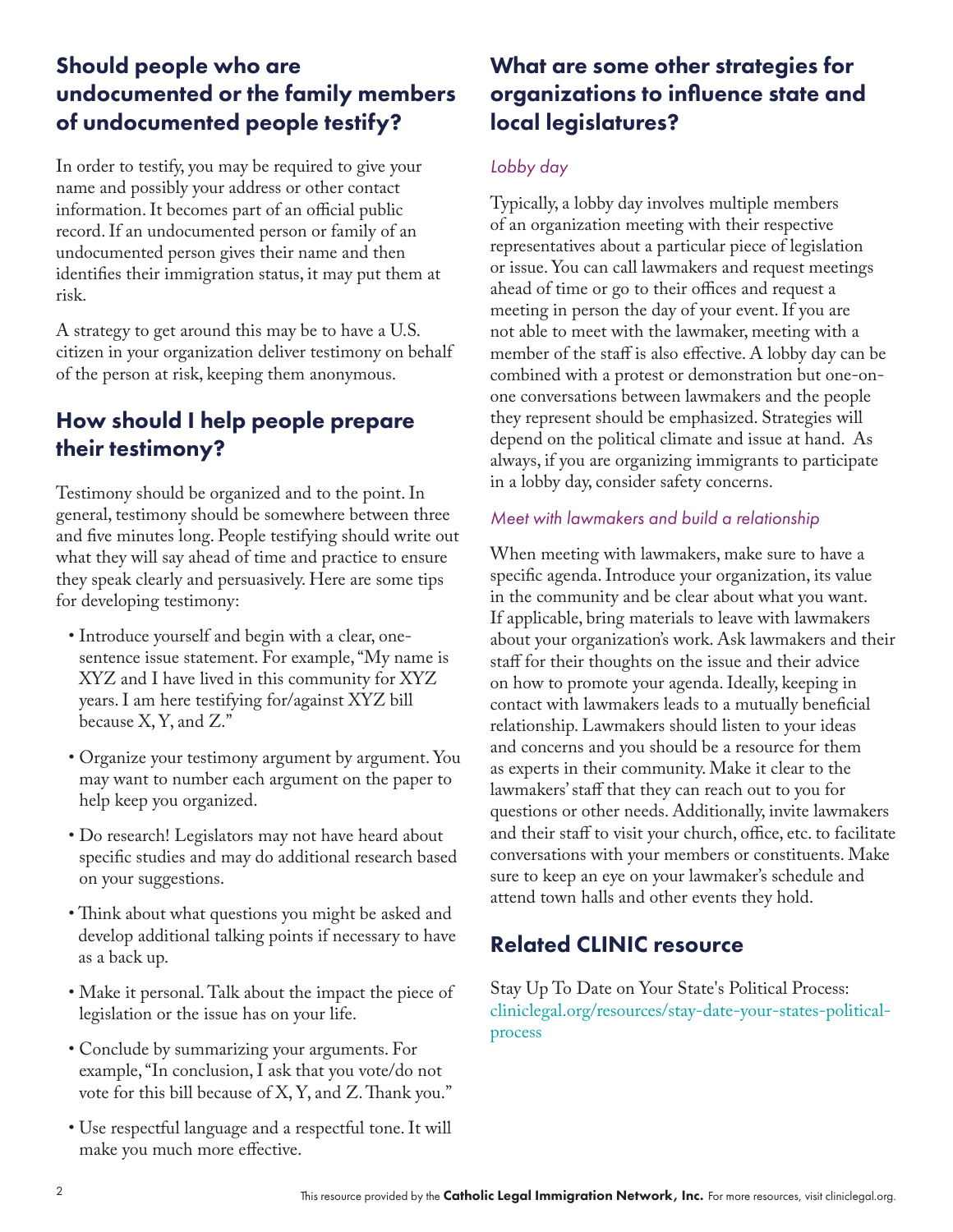## Should people who are undocumented or the family members of undocumented people testify?

In order to testify, you may be required to give your name and possibly your address or other contact information. It becomes part of an official public record. If an undocumented person or family of an undocumented person gives their name and then identifies their immigration status, it may put them at risk.

A strategy to get around this may be to have a U.S. citizen in your organization deliver testimony on behalf of the person at risk, keeping them anonymous.

## How should I help people prepare their testimony?

Testimony should be organized and to the point. In general, testimony should be somewhere between three and five minutes long. People testifying should write out what they will say ahead of time and practice to ensure they speak clearly and persuasively. Here are some tips for developing testimony:

- Introduce yourself and begin with a clear, one-sentence issue statement. For example, "My name is XYZ and I have lived in this community for XYZ years. I am here testifying for/against XYZ bill because X, Y, and Z."
- Organize your testimony argument by argument. You may want to number each argument on the paper to help keep you organized.
- Do research! Legislators may not have heard about specific studies and may do additional research based on your suggestions.
- Think about what questions you might be asked and develop additional talking points if necessary to have as a back up.
- Make it personal. Talk about the impact the piece of legislation or the issue has on your life.
- Conclude by summarizing your arguments. For example, "In conclusion, I ask that you vote/do not vote for this bill because of X, Y, and Z. Thank you."
- Use respectful language and a respectful tone. It will make you much more effective.

## What are some other strategies for organizations to influence state and local legislatures?

### *Lobby day*

Typically, a lobby day involves multiple members of an organization meeting with their respective representatives about a particular piece of legislation or issue. You can call lawmakers and request meetings ahead of time or go to their offices and request a meeting in person the day of your event. If you are not able to meet with the lawmaker, meeting with a member of the staff is also effective. A lobby day can be combined with a protest or demonstration but one-on-one conversations between lawmakers and the people they represent should be emphasized. Strategies will depend on the political climate and issue at hand. As always, if you are organizing immigrants to participate in a lobby day, consider safety concerns.

### *Meet with lawmakers and build a relationship*

When meeting with lawmakers, make sure to have a specific agenda. Introduce your organization, its value in the community and be clear about what you want. If applicable, bring materials to leave with lawmakers about your organization's work. Ask lawmakers and their staff for their thoughts on the issue and their advice on how to promote your agenda. Ideally, keeping in contact with lawmakers leads to a mutually beneficial relationship. Lawmakers should listen to your ideas and concerns and you should be a resource for them as experts in their community. Make it clear to the lawmakers' staff that they can reach out to you for questions or other needs. Additionally, invite lawmakers and their staff to visit your church, office, etc. to facilitate conversations with your members or constituents. Make sure to keep an eye on your lawmaker's schedule and attend town halls and other events they hold.

## Related CLINIC resource

Stay Up To Date on Your State's Political Process: cliniclegal.org/resources/stay-date-your-states-political-process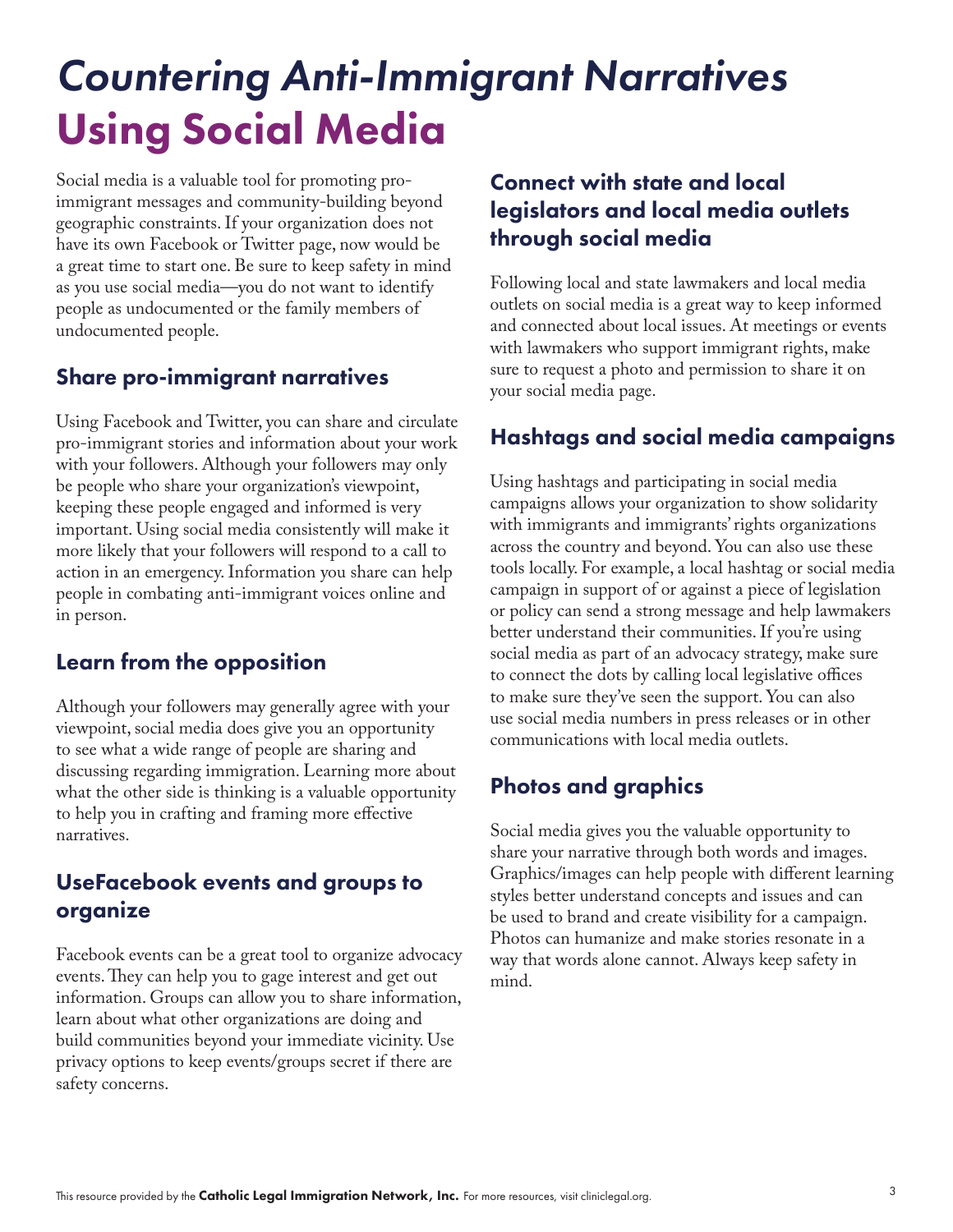# *Countering Anti-Immigrant Narratives* Using Social Media

Social media is a valuable tool for promoting pro-immigrant messages and community-building beyond geographic constraints. If your organization does not have its own Facebook or Twitter page, now would be a great time to start one. Be sure to keep safety in mind as you use social media—you do not want to identify people as undocumented or the family members of undocumented people.

## Share pro-immigrant narratives

Using Facebook and Twitter, you can share and circulate pro-immigrant stories and information about your work with your followers. Although your followers may only be people who share your organization's viewpoint, keeping these people engaged and informed is very important. Using social media consistently will make it more likely that your followers will respond to a call to action in an emergency. Information you share can help people in combating anti-immigrant voices online and in person.

## Learn from the opposition

Although your followers may generally agree with your viewpoint, social media does give you an opportunity to see what a wide range of people are sharing and discussing regarding immigration. Learning more about what the other side is thinking is a valuable opportunity to help you in crafting and framing more effective narratives.

## UseFacebook events and groups to organize

Facebook events can be a great tool to organize advocacy events. They can help you to gage interest and get out information. Groups can allow you to share information, learn about what other organizations are doing and build communities beyond your immediate vicinity. Use privacy options to keep events/groups secret if there are safety concerns.

## Connect with state and local legislators and local media outlets through social media

Following local and state lawmakers and local media outlets on social media is a great way to keep informed and connected about local issues. At meetings or events with lawmakers who support immigrant rights, make sure to request a photo and permission to share it on your social media page.

## Hashtags and social media campaigns

Using hashtags and participating in social media campaigns allows your organization to show solidarity with immigrants and immigrants' rights organizations across the country and beyond. You can also use these tools locally. For example, a local hashtag or social media campaign in support of or against a piece of legislation or policy can send a strong message and help lawmakers better understand their communities. If you're using social media as part of an advocacy strategy, make sure to connect the dots by calling local legislative offices to make sure they've seen the support. You can also use social media numbers in press releases or in other communications with local media outlets.

## Photos and graphics

Social media gives you the valuable opportunity to share your narrative through both words and images. Graphics/images can help people with different learning styles better understand concepts and issues and can be used to brand and create visibility for a campaign. Photos can humanize and make stories resonate in a way that words alone cannot. Always keep safety in mind.

This resource provided by the **Catholic Legal Immigration Network, Inc.** For more resources, visit cliniclegal.org.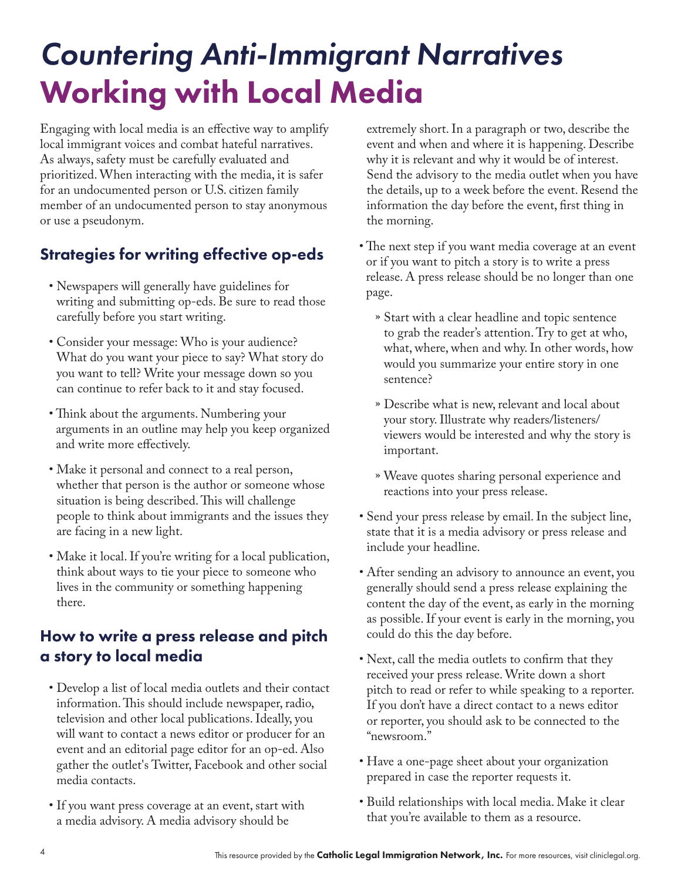# *Countering Anti-Immigrant Narratives*

# Working with Local Media

Engaging with local media is an effective way to amplify local immigrant voices and combat hateful narratives. As always, safety must be carefully evaluated and prioritized. When interacting with the media, it is safer for an undocumented person or U.S. citizen family member of an undocumented person to stay anonymous or use a pseudonym.

## Strategies for writing effective op-eds

- Newspapers will generally have guidelines for writing and submitting op-eds. Be sure to read those carefully before you start writing.
- Consider your message: Who is your audience? What do you want your piece to say? What story do you want to tell? Write your message down so you can continue to refer back to it and stay focused.
- Think about the arguments. Numbering your arguments in an outline may help you keep organized and write more effectively.
- Make it personal and connect to a real person, whether that person is the author or someone whose situation is being described. This will challenge people to think about immigrants and the issues they are facing in a new light.
- Make it local. If you're writing for a local publication, think about ways to tie your piece to someone who lives in the community or something happening there.

## How to write a press release and pitch a story to local media

- Develop a list of local media outlets and their contact information. This should include newspaper, radio, television and other local publications. Ideally, you will want to contact a news editor or producer for an event and an editorial page editor for an op-ed. Also gather the outlet's Twitter, Facebook and other social media contacts.
- If you want press coverage at an event, start with a media advisory. A media advisory should be extremely short. In a paragraph or two, describe the event and when and where it is happening. Describe why it is relevant and why it would be of interest. Send the advisory to the media outlet when you have the details, up to a week before the event. Resend the information the day before the event, first thing in the morning.
- The next step if you want media coverage at an event or if you want to pitch a story is to write a press release. A press release should be no longer than one page.
  - Start with a clear headline and topic sentence to grab the reader's attention. Try to get at who, what, where, when and why. In other words, how would you summarize your entire story in one sentence?
  - Describe what is new, relevant and local about your story. Illustrate why readers/listeners/viewers would be interested and why the story is important.
  - Weave quotes sharing personal experience and reactions into your press release.
- Send your press release by email. In the subject line, state that it is a media advisory or press release and include your headline.
- After sending an advisory to announce an event, you generally should send a press release explaining the content the day of the event, as early in the morning as possible. If your event is early in the morning, you could do this the day before.
- Next, call the media outlets to confirm that they received your press release. Write down a short pitch to read or refer to while speaking to a reporter. If you don't have a direct contact to a news editor or reporter, you should ask to be connected to the "newsroom."
- Have a one-page sheet about your organization prepared in case the reporter requests it.
- Build relationships with local media. Make it clear that you're available to them as a resource.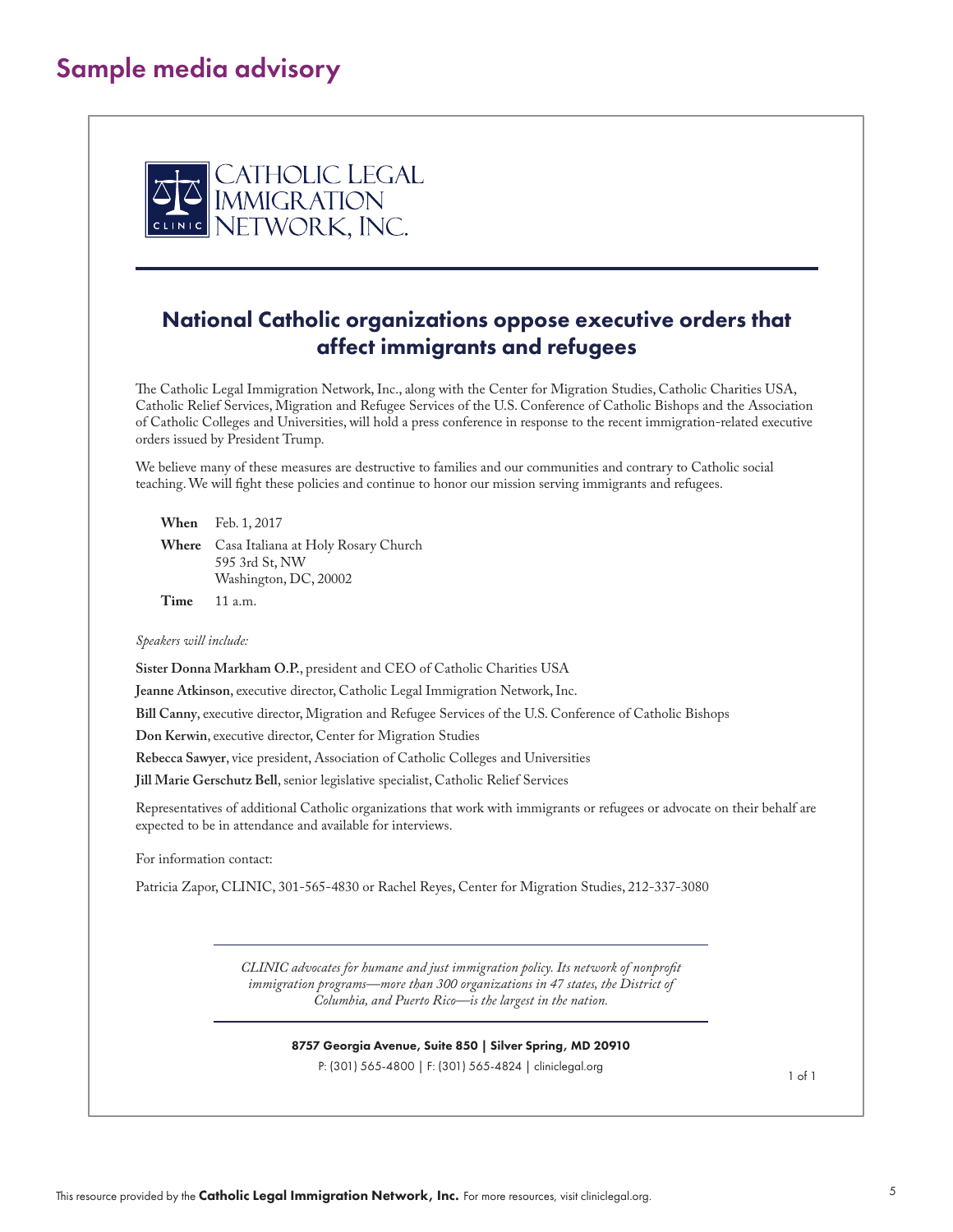# Sample media advisory

CATHOLIC LEGAL IMMIGRATION NETWORK, INC.

## National Catholic organizations oppose executive orders that affect immigrants and refugees

The Catholic Legal Immigration Network, Inc., along with the Center for Migration Studies, Catholic Charities USA, Catholic Relief Services, Migration and Refugee Services of the U.S. Conference of Catholic Bishops and the Association of Catholic Colleges and Universities, will hold a press conference in response to the recent immigration-related executive orders issued by President Trump.

We believe many of these measures are destructive to families and our communities and contrary to Catholic social teaching. We will fight these policies and continue to honor our mission serving immigrants and refugees.

**When** Feb. 1, 2017

**Where** Casa Italiana at Holy Rosary Church
595 3rd St, NW
Washington, DC, 20002

**Time** 11 a.m.

*Speakers will include:*

**Sister Donna Markham O.P.**, president and CEO of Catholic Charities USA

**Jeanne Atkinson**, executive director, Catholic Legal Immigration Network, Inc.

**Bill Canny**, executive director, Migration and Refugee Services of the U.S. Conference of Catholic Bishops

**Don Kerwin**, executive director, Center for Migration Studies

**Rebecca Sawyer**, vice president, Association of Catholic Colleges and Universities

**Jill Marie Gerschutz Bell**, senior legislative specialist, Catholic Relief Services

Representatives of additional Catholic organizations that work with immigrants or refugees or advocate on their behalf are expected to be in attendance and available for interviews.

For information contact:

Patricia Zapor, CLINIC, 301-565-4830 or Rachel Reyes, Center for Migration Studies, 212-337-3080

*CLINIC advocates for humane and just immigration policy. Its network of nonprofit immigration programs—more than 300 organizations in 47 states, the District of Columbia, and Puerto Rico—is the largest in the nation.*

**8757 Georgia Avenue, Suite 850 | Silver Spring, MD 20910**

P: (301) 565-4800 | F: (301) 565-4824 | cliniclegal.org

This resource provided by the **Catholic Legal Immigration Network, Inc.** For more resources, visit cliniclegal.org.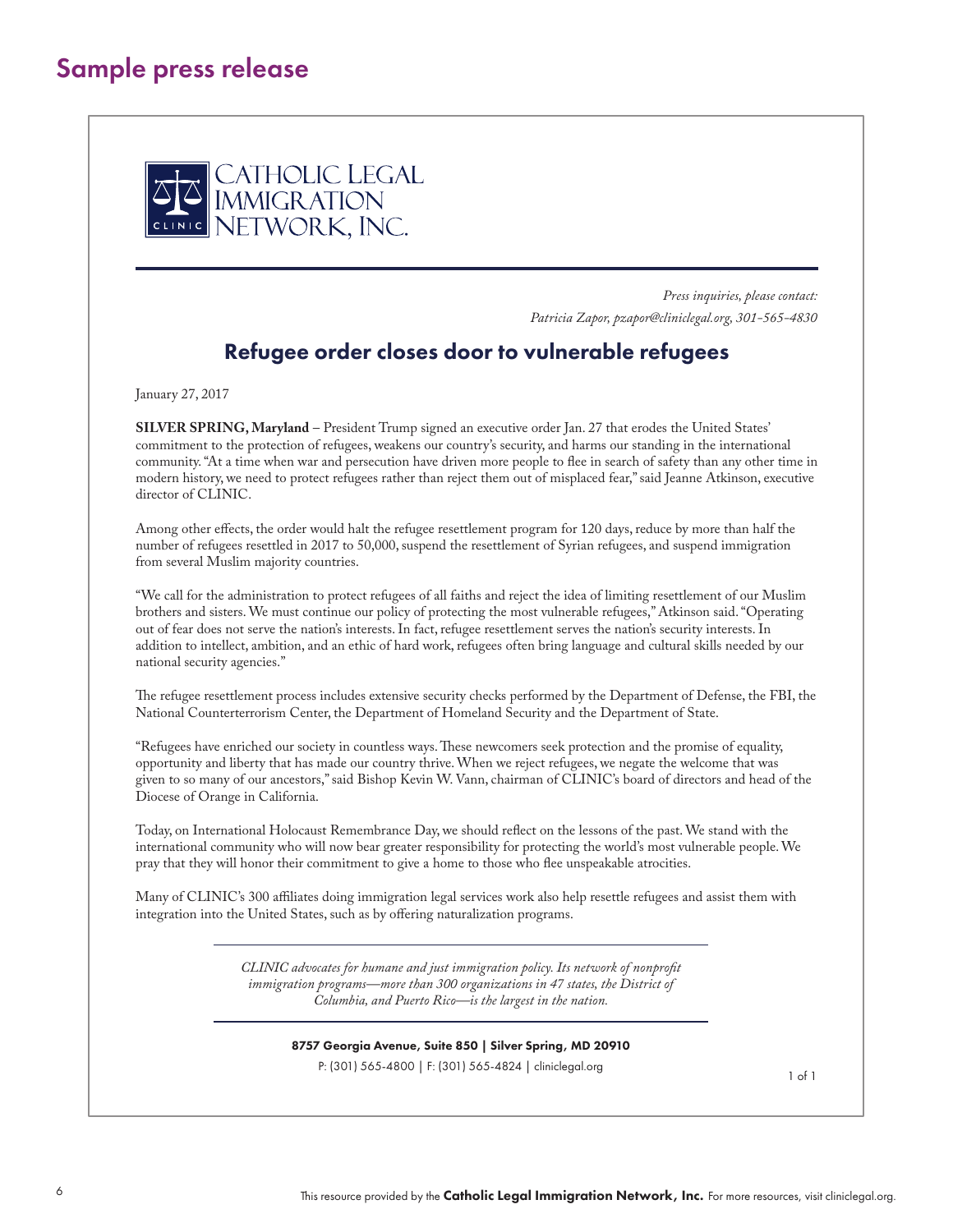# Sample press release

CATHOLIC LEGAL IMMIGRATION NETWORK, INC.

*Press inquiries, please contact:*
*Patricia Zapor, pzapor@cliniclegal.org, 301-565-4830*

## Refugee order closes door to vulnerable refugees

January 27, 2017

**SILVER SPRING, Maryland** – President Trump signed an executive order Jan. 27 that erodes the United States' commitment to the protection of refugees, weakens our country's security, and harms our standing in the international community. "At a time when war and persecution have driven more people to flee in search of safety than any other time in modern history, we need to protect refugees rather than reject them out of misplaced fear," said Jeanne Atkinson, executive director of CLINIC.

Among other effects, the order would halt the refugee resettlement program for 120 days, reduce by more than half the number of refugees resettled in 2017 to 50,000, suspend the resettlement of Syrian refugees, and suspend immigration from several Muslim majority countries.

"We call for the administration to protect refugees of all faiths and reject the idea of limiting resettlement of our Muslim brothers and sisters. We must continue our policy of protecting the most vulnerable refugees," Atkinson said. "Operating out of fear does not serve the nation's interests. In fact, refugee resettlement serves the nation's security interests. In addition to intellect, ambition, and an ethic of hard work, refugees often bring language and cultural skills needed by our national security agencies."

The refugee resettlement process includes extensive security checks performed by the Department of Defense, the FBI, the National Counterterrorism Center, the Department of Homeland Security and the Department of State.

"Refugees have enriched our society in countless ways. These newcomers seek protection and the promise of equality, opportunity and liberty that has made our country thrive. When we reject refugees, we negate the welcome that was given to so many of our ancestors," said Bishop Kevin W. Vann, chairman of CLINIC's board of directors and head of the Diocese of Orange in California.

Today, on International Holocaust Remembrance Day, we should reflect on the lessons of the past. We stand with the international community who will now bear greater responsibility for protecting the world's most vulnerable people. We pray that they will honor their commitment to give a home to those who flee unspeakable atrocities.

Many of CLINIC's 300 affiliates doing immigration legal services work also help resettle refugees and assist them with integration into the United States, such as by offering naturalization programs.

*CLINIC advocates for humane and just immigration policy. Its network of nonprofit immigration programs—more than 300 organizations in 47 states, the District of Columbia, and Puerto Rico—is the largest in the nation.*

**8757 Georgia Avenue, Suite 850 | Silver Spring, MD 20910**

P: (301) 565-4800 | F: (301) 565-4824 | cliniclegal.org

This resource provided by the **Catholic Legal Immigration Network, Inc.** For more resources, visit cliniclegal.org.